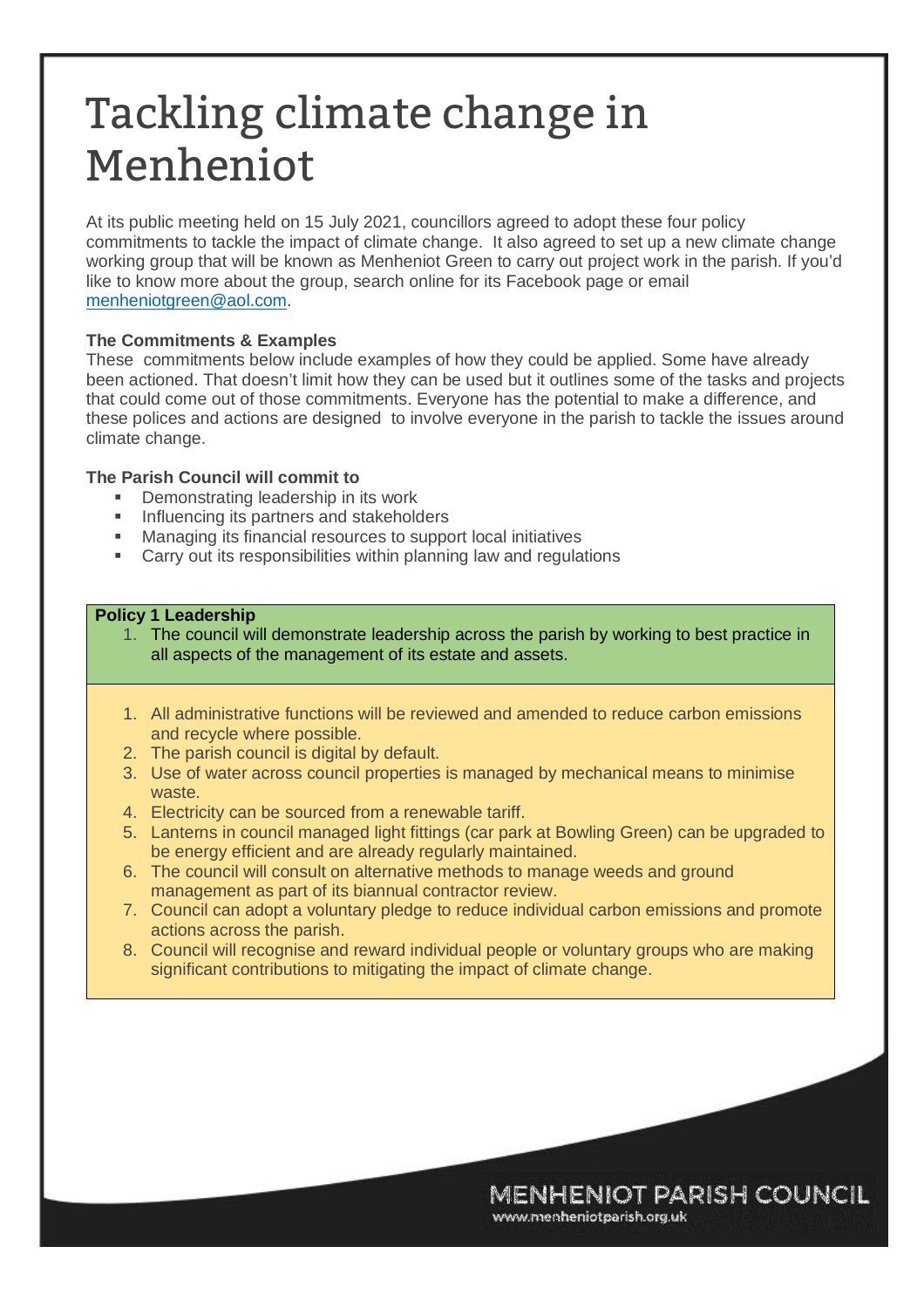# Tackling climate change in Menheniot

At its public meeting held on 15 July 2021, councillors agreed to adopt these four policy commitments to tackle the impact of climate change. It also agreed to set up a new climate change working group that will be known as Menheniot Green to carry out project work in the parish. If you'd like to know more about the group, search online for its Facebook page or email [menheniotgreen@aol.com](mailto:menheniotgreen@aol.com).

**The Commitments & Examples**

These commitments below include examples of how they could be applied. Some have already been actioned. That doesn't limit how they can be used but it outlines some of the tasks and projects that could come out of those commitments. Everyone has the potential to make a difference, and these polices and actions are designed to involve everyone in the parish to tackle the issues around climate change.

**The Parish Council will commit to**

- Demonstrating leadership in its work
- Influencing its partners and stakeholders
- Managing its financial resources to support local initiatives
- Carry out its responsibilities within planning law and regulations

**Policy 1 Leadership**

1. The council will demonstrate leadership across the parish by working to best practice in all aspects of the management of its estate and assets.

1. All administrative functions will be reviewed and amended to reduce carbon emissions and recycle where possible.
2. The parish council is digital by default.
3. Use of water across council properties is managed by mechanical means to minimise waste.
4. Electricity can be sourced from a renewable tariff.
5. Lanterns in council managed light fittings (car park at Bowling Green) can be upgraded to be energy efficient and are already regularly maintained.
6. The council will consult on alternative methods to manage weeds and ground management as part of its biannual contractor review.
7. Council can adopt a voluntary pledge to reduce individual carbon emissions and promote actions across the parish.
8. Council will recognise and reward individual people or voluntary groups who are making significant contributions to mitigating the impact of climate change.

MENHENIOT PARISH COUNCIL
www.menheniotparish.org.uk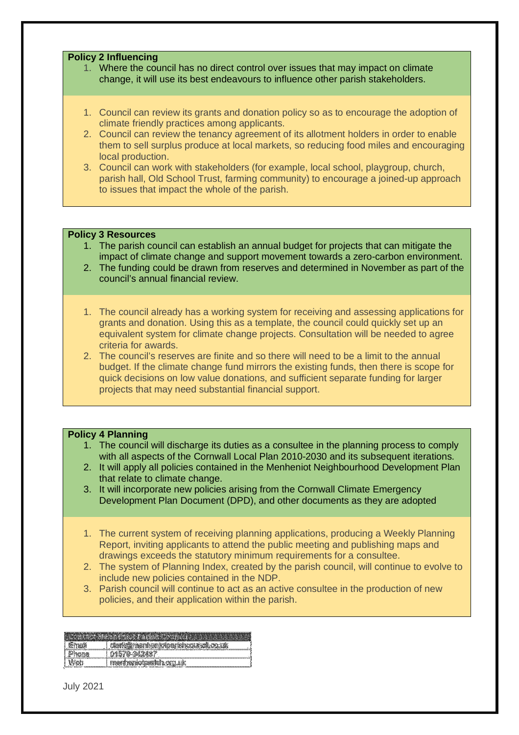**Policy 2 Influencing**

1. Where the council has no direct control over issues that may impact on climate change, it will use its best endeavours to influence other parish stakeholders.

1. Council can review its grants and donation policy so as to encourage the adoption of climate friendly practices among applicants.
2. Council can review the tenancy agreement of its allotment holders in order to enable them to sell surplus produce at local markets, so reducing food miles and encouraging local production.
3. Council can work with stakeholders (for example, local school, playgroup, church, parish hall, Old School Trust, farming community) to encourage a joined-up approach to issues that impact the whole of the parish.

**Policy 3 Resources**

1. The parish council can establish an annual budget for projects that can mitigate the impact of climate change and support movement towards a zero-carbon environment.
2. The funding could be drawn from reserves and determined in November as part of the council's annual financial review.

1. The council already has a working system for receiving and assessing applications for grants and donation. Using this as a template, the council could quickly set up an equivalent system for climate change projects. Consultation will be needed to agree criteria for awards.
2. The council's reserves are finite and so there will need to be a limit to the annual budget. If the climate change fund mirrors the existing funds, then there is scope for quick decisions on low value donations, and sufficient separate funding for larger projects that may need substantial financial support.

**Policy 4 Planning**

1. The council will discharge its duties as a consultee in the planning process to comply with all aspects of the Cornwall Local Plan 2010-2030 and its subsequent iterations.
2. It will apply all policies contained in the Menheniot Neighbourhood Development Plan that relate to climate change.
3. It will incorporate new policies arising from the Cornwall Climate Emergency Development Plan Document (DPD), and other documents as they are adopted

1. The current system of receiving planning applications, producing a Weekly Planning Report, inviting applicants to attend the public meeting and publishing maps and drawings exceeds the statutory minimum requirements for a consultee.
2. The system of Planning Index, created by the parish council, will continue to evolve to include new policies contained in the NDP.
3. Parish council will continue to act as an active consultee in the production of new policies, and their application within the parish.

| Contact Menheniot Parish Council | |
| --- | --- |
| Email | clerk@menheniotparishcouncil.co.uk |
| Phone | 01579 342437 |
| Web | menheniotparish.org.uk |

July 2021